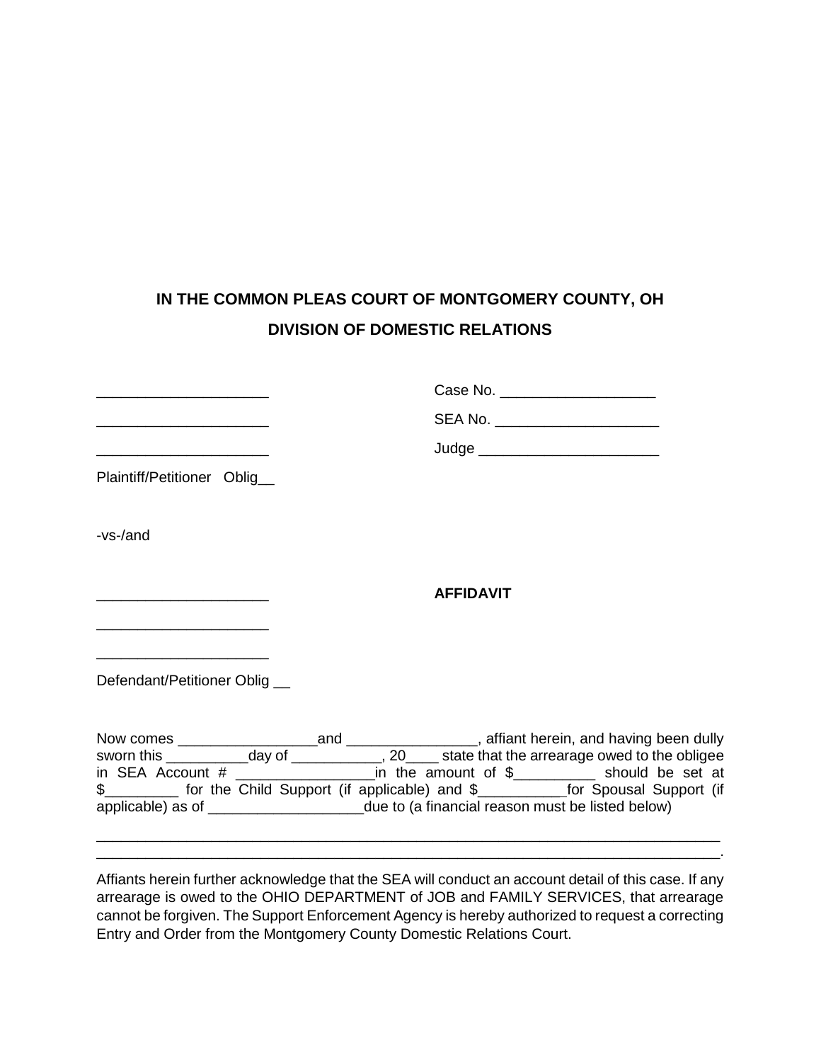**IN THE COMMON PLEAS COURT OF MONTGOMERY COUNTY, OH**

**DIVISION OF DOMESTIC RELATIONS**

_____________________ Case No. ___________________

_____________________ SEA No. ____________________

_____________________ Judge ______________________

Plaintiff/Petitioner Oblig__

-vs-/and

_____________________ **AFFIDAVIT**

_____________________

_____________________

Defendant/Petitioner Oblig __

Now comes _________________and ________________, affiant herein, and having been dully sworn this __________day of ___________, 20____ state that the arrearage owed to the obligee in SEA Account # _________________in the amount of $__________ should be set at $_________ for the Child Support (if applicable) and $___________for Spousal Support (if applicable) as of ___________________due to (a financial reason must be listed below)

_______________________________________________________________________________
_______________________________________________________________________________.

Affiants herein further acknowledge that the SEA will conduct an account detail of this case. If any arrearage is owed to the OHIO DEPARTMENT of JOB and FAMILY SERVICES, that arrearage cannot be forgiven. The Support Enforcement Agency is hereby authorized to request a correcting Entry and Order from the Montgomery County Domestic Relations Court.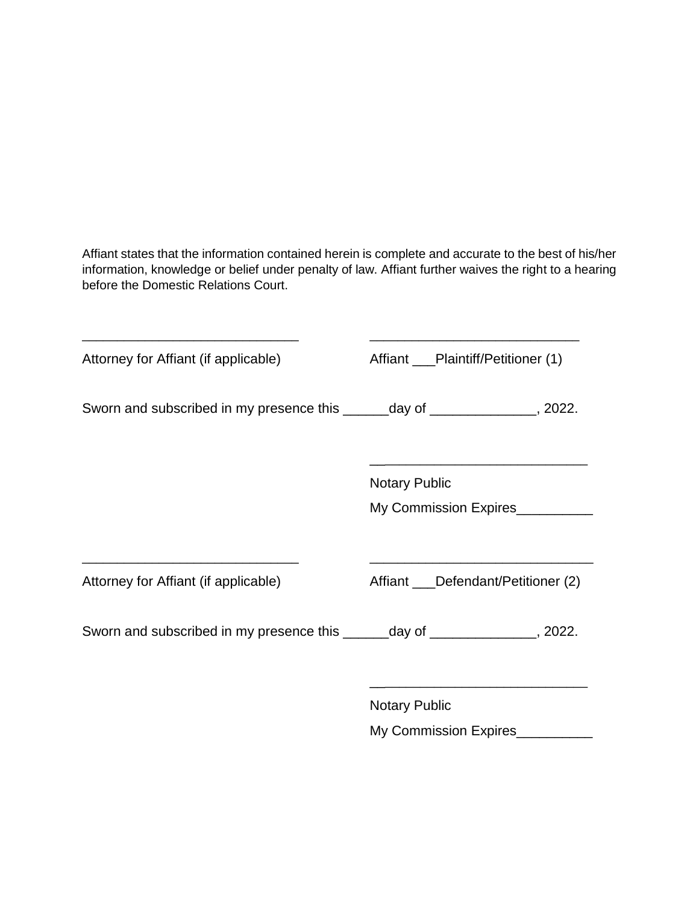Affiant states that the information contained herein is complete and accurate to the best of his/her information, knowledge or belief under penalty of law. Affiant further waives the right to a hearing before the Domestic Relations Court.

_____________________________ ____________________________

Attorney for Affiant (if applicable) Affiant ___Plaintiff/Petitioner (1)

Sworn and subscribed in my presence this ______day of ______________, 2022.

____________________________

Notary Public

My Commission Expires__________

_____________________________ ______________________________

Attorney for Affiant (if applicable) Affiant ___Defendant/Petitioner (2)

Sworn and subscribed in my presence this ______day of ______________, 2022.

____________________________

Notary Public

My Commission Expires__________